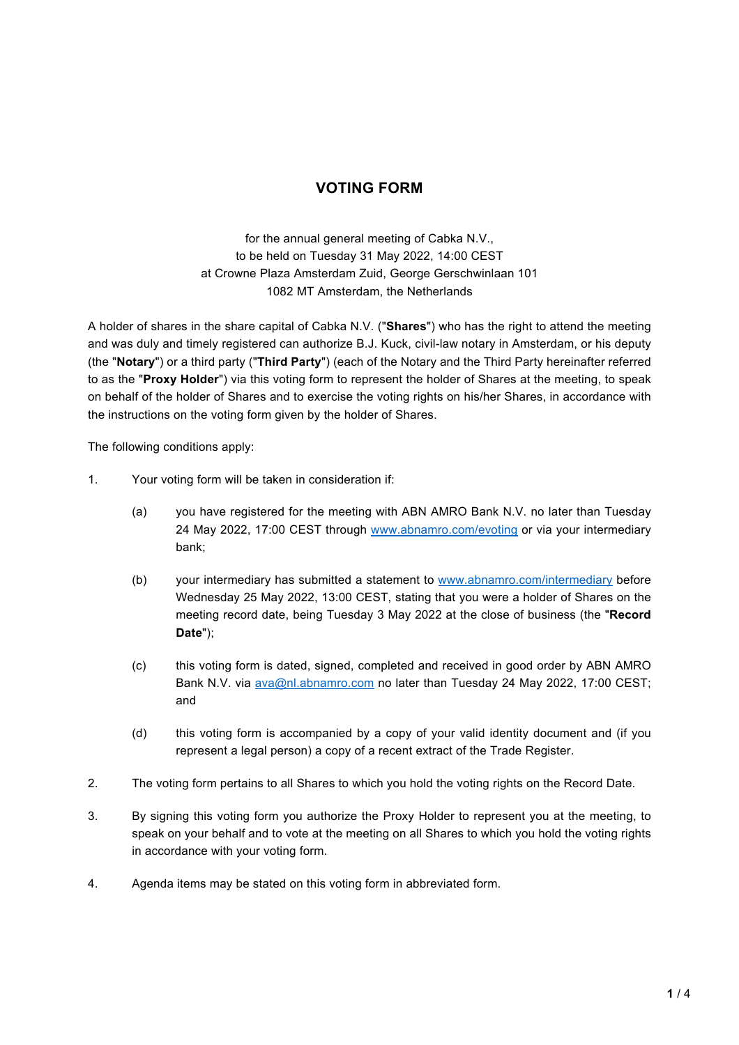# VOTING FORM

for the annual general meeting of Cabka N.V.,
to be held on Tuesday 31 May 2022, 14:00 CEST
at Crowne Plaza Amsterdam Zuid, George Gerschwinlaan 101
1082 MT Amsterdam, the Netherlands

A holder of shares in the share capital of Cabka N.V. ("**Shares**") who has the right to attend the meeting and was duly and timely registered can authorize B.J. Kuck, civil-law notary in Amsterdam, or his deputy (the "**Notary**") or a third party ("**Third Party**") (each of the Notary and the Third Party hereinafter referred to as the "**Proxy Holder**") via this voting form to represent the holder of Shares at the meeting, to speak on behalf of the holder of Shares and to exercise the voting rights on his/her Shares, in accordance with the instructions on the voting form given by the holder of Shares.

The following conditions apply:

1. Your voting form will be taken in consideration if:

   (a) you have registered for the meeting with ABN AMRO Bank N.V. no later than Tuesday 24 May 2022, 17:00 CEST through www.abnamro.com/evoting or via your intermediary bank;

   (b) your intermediary has submitted a statement to www.abnamro.com/intermediary before Wednesday 25 May 2022, 13:00 CEST, stating that you were a holder of Shares on the meeting record date, being Tuesday 3 May 2022 at the close of business (the "**Record Date**");

   (c) this voting form is dated, signed, completed and received in good order by ABN AMRO Bank N.V. via ava@nl.abnamro.com no later than Tuesday 24 May 2022, 17:00 CEST; and

   (d) this voting form is accompanied by a copy of your valid identity document and (if you represent a legal person) a copy of a recent extract of the Trade Register.

2. The voting form pertains to all Shares to which you hold the voting rights on the Record Date.

3. By signing this voting form you authorize the Proxy Holder to represent you at the meeting, to speak on your behalf and to vote at the meeting on all Shares to which you hold the voting rights in accordance with your voting form.

4. Agenda items may be stated on this voting form in abbreviated form.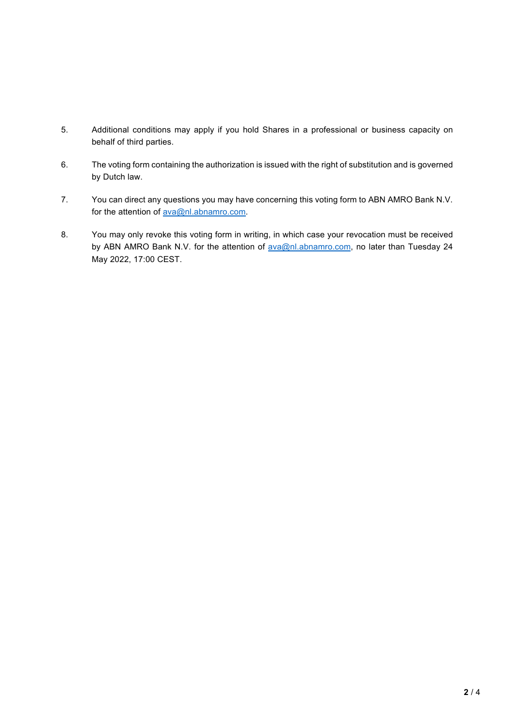5. Additional conditions may apply if you hold Shares in a professional or business capacity on behalf of third parties.

6. The voting form containing the authorization is issued with the right of substitution and is governed by Dutch law.

7. You can direct any questions you may have concerning this voting form to ABN AMRO Bank N.V. for the attention of ava@nl.abnamro.com.

8. You may only revoke this voting form in writing, in which case your revocation must be received by ABN AMRO Bank N.V. for the attention of ava@nl.abnamro.com, no later than Tuesday 24 May 2022, 17:00 CEST.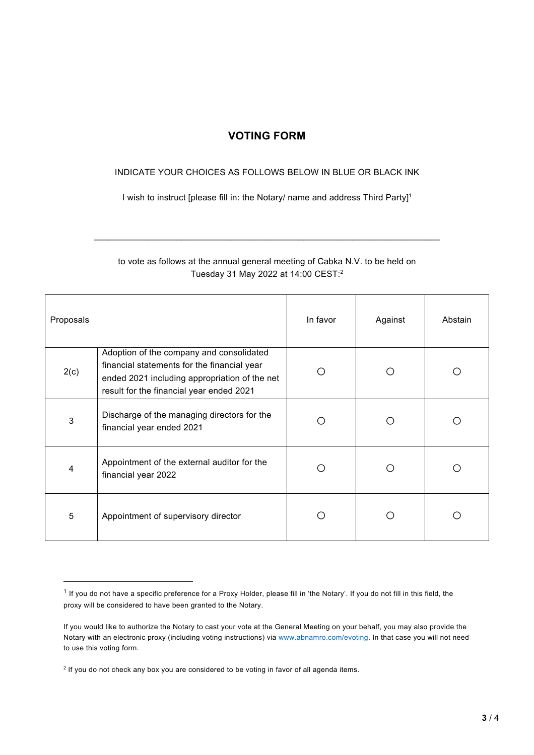## VOTING FORM

INDICATE YOUR CHOICES AS FOLLOWS BELOW IN BLUE OR BLACK INK

I wish to instruct [please fill in: the Notary/ name and address Third Party][1]

\_\_\_\_\_\_\_\_\_\_\_\_\_\_\_\_\_\_\_\_\_\_\_\_\_\_\_\_\_\_\_\_\_\_\_\_\_\_\_\_\_\_\_\_\_\_\_\_\_\_\_\_\_\_\_\_\_\_\_\_\_\_\_\_\_\_\_\_\_\_

to vote as follows at the annual general meeting of Cabka N.V. to be held on Tuesday 31 May 2022 at 14:00 CEST:[2]

| Proposals | | In favor | Against | Abstain |
|---|---|---|---|---|
| 2(c) | Adoption of the company and consolidated financial statements for the financial year ended 2021 including appropriation of the net result for the financial year ended 2021 | ○ | ○ | ○ |
| 3 | Discharge of the managing directors for the financial year ended 2021 | ○ | ○ | ○ |
| 4 | Appointment of the external auditor for the financial year 2022 | ○ | ○ | ○ |
| 5 | Appointment of supervisory director | ○ | ○ | ○ |

[1] If you do not have a specific preference for a Proxy Holder, please fill in 'the Notary'. If you do not fill in this field, the proxy will be considered to have been granted to the Notary.

If you would like to authorize the Notary to cast your vote at the General Meeting on your behalf, you may also provide the Notary with an electronic proxy (including voting instructions) via www.abnamro.com/evoting. In that case you will not need to use this voting form.

[2] If you do not check any box you are considered to be voting in favor of all agenda items.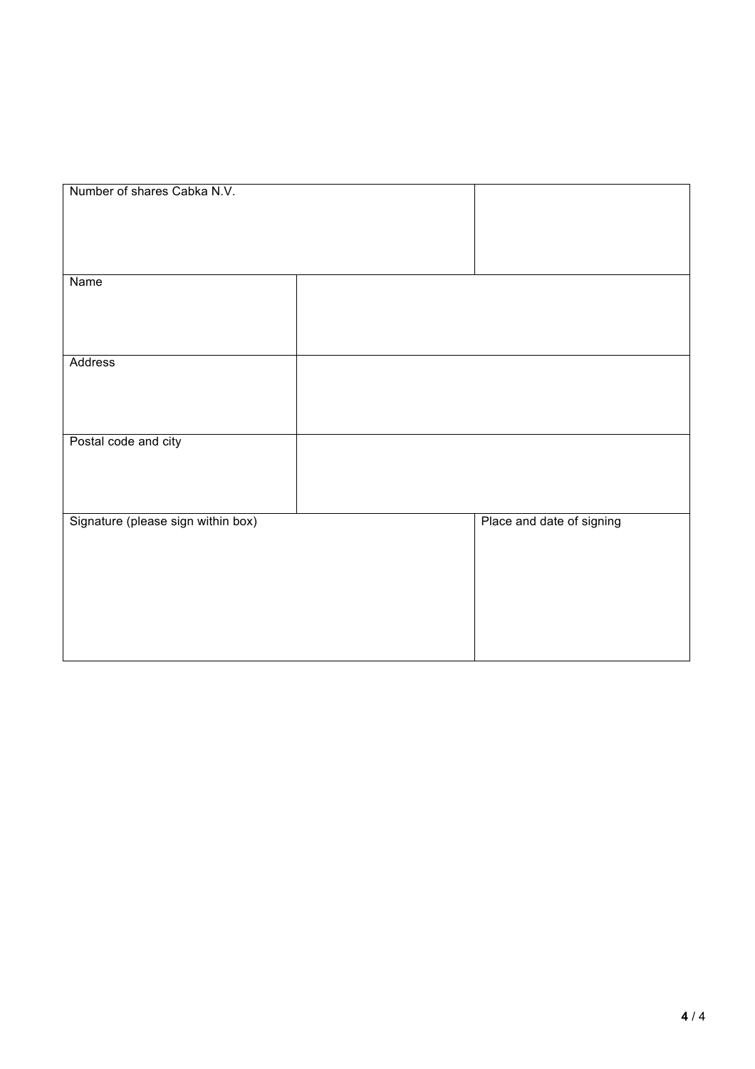| | |
|---|---|
| Number of shares Cabka N.V. | |
| Name | |
| Address | |
| Postal code and city | |
| Signature (please sign within box) | Place and date of signing |